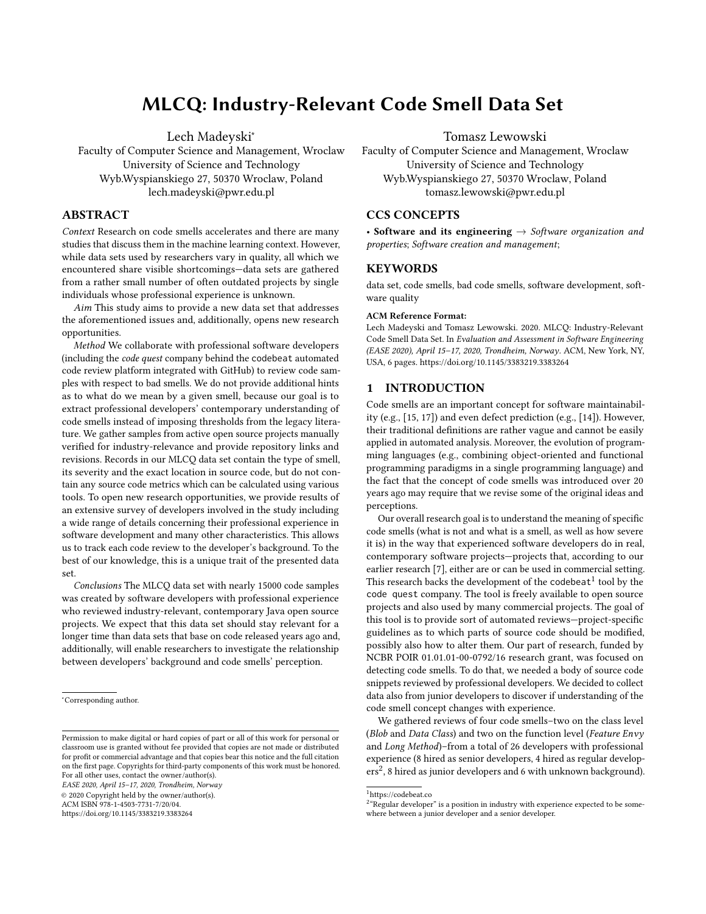# MLCQ: Industry-Relevant Code Smell Data Set

Lech Madeyski*
Faculty of Computer Science and Management, Wroclaw University of Science and Technology
Wyb.Wyspianskiego 27, 50370 Wroclaw, Poland
lech.madeyski@pwr.edu.pl

Tomasz Lewowski
Faculty of Computer Science and Management, Wroclaw University of Science and Technology
Wyb.Wyspianskiego 27, 50370 Wroclaw, Poland
tomasz.lewowski@pwr.edu.pl

## ABSTRACT

*Context* Research on code smells accelerates and there are many studies that discuss them in the machine learning context. However, while data sets used by researchers vary in quality, all which we encountered share visible shortcomings—data sets are gathered from a rather small number of often outdated projects by single individuals whose professional experience is unknown.

*Aim* This study aims to provide a new data set that addresses the aforementioned issues and, additionally, opens new research opportunities.

*Method* We collaborate with professional software developers (including the *code quest* company behind the `codebeat` automated code review platform integrated with GitHub) to review code samples with respect to bad smells. We do not provide additional hints as to what do we mean by a given smell, because our goal is to extract professional developers' contemporary understanding of code smells instead of imposing thresholds from the legacy literature. We gather samples from active open source projects manually verified for industry-relevance and provide repository links and revisions. Records in our MLCQ data set contain the type of smell, its severity and the exact location in source code, but do not contain any source code metrics which can be calculated using various tools. To open new research opportunities, we provide results of an extensive survey of developers involved in the study including a wide range of details concerning their professional experience in software development and many other characteristics. This allows us to track each code review to the developer's background. To the best of our knowledge, this is a unique trait of the presented data set.

*Conclusions* The MLCQ data set with nearly 15000 code samples was created by software developers with professional experience who reviewed industry-relevant, contemporary Java open source projects. We expect that this data set should stay relevant for a longer time than data sets that base on code released years ago and, additionally, will enable researchers to investigate the relationship between developers' background and code smells' perception.

*Corresponding author.

Permission to make digital or hard copies of part or all of this work for personal or classroom use is granted without fee provided that copies are not made or distributed for profit or commercial advantage and that copies bear this notice and the full citation on the first page. Copyrights for third-party components of this work must be honored. For all other uses, contact the owner/author(s).
EASE 2020, April 15–17, 2020, Trondheim, Norway
© 2020 Copyright held by the owner/author(s).
ACM ISBN 978-1-4503-7731-7/20/04.
https://doi.org/10.1145/3383219.3383264

## CCS CONCEPTS

• **Software and its engineering** → *Software organization and properties*; *Software creation and management*;

## KEYWORDS

data set, code smells, bad code smells, software development, software quality

**ACM Reference Format:**
Lech Madeyski and Tomasz Lewowski. 2020. MLCQ: Industry-Relevant Code Smell Data Set. In *Evaluation and Assessment in Software Engineering (EASE 2020), April 15–17, 2020, Trondheim, Norway*. ACM, New York, NY, USA, 6 pages. https://doi.org/10.1145/3383219.3383264

## 1 INTRODUCTION

Code smells are an important concept for software maintainability (e.g., [15, 17]) and even defect prediction (e.g., [14]). However, their traditional definitions are rather vague and cannot be easily applied in automated analysis. Moreover, the evolution of programming languages (e.g., combining object-oriented and functional programming paradigms in a single programming language) and the fact that the concept of code smells was introduced over 20 years ago may require that we revise some of the original ideas and perceptions.

Our overall research goal is to understand the meaning of specific code smells (what is not and what is a smell, as well as how severe it is) in the way that experienced software developers do in real, contemporary software projects—projects that, according to our earlier research [7], either are or can be used in commercial setting. This research backs the development of the `codebeat`[1] tool by the `code quest` company. The tool is freely available to open source projects and also used by many commercial projects. The goal of this tool is to provide sort of automated reviews—project-specific guidelines as to which parts of source code should be modified, possibly also how to alter them. Our part of research, funded by NCBR POIR 01.01.01-00-0792/16 research grant, was focused on detecting code smells. To do that, we needed a body of source code snippets reviewed by professional developers. We decided to collect data also from junior developers to discover if understanding of the code smell concept changes with experience.

We gathered reviews of four code smells–two on the class level (*Blob* and *Data Class*) and two on the function level (*Feature Envy* and *Long Method*)–from a total of 26 developers with professional experience (8 hired as senior developers, 4 hired as regular developers[2], 8 hired as junior developers and 6 with unknown background).

[1]https://codebeat.co
[2]"Regular developer" is a position in industry with experience expected to be somewhere between a junior developer and a senior developer.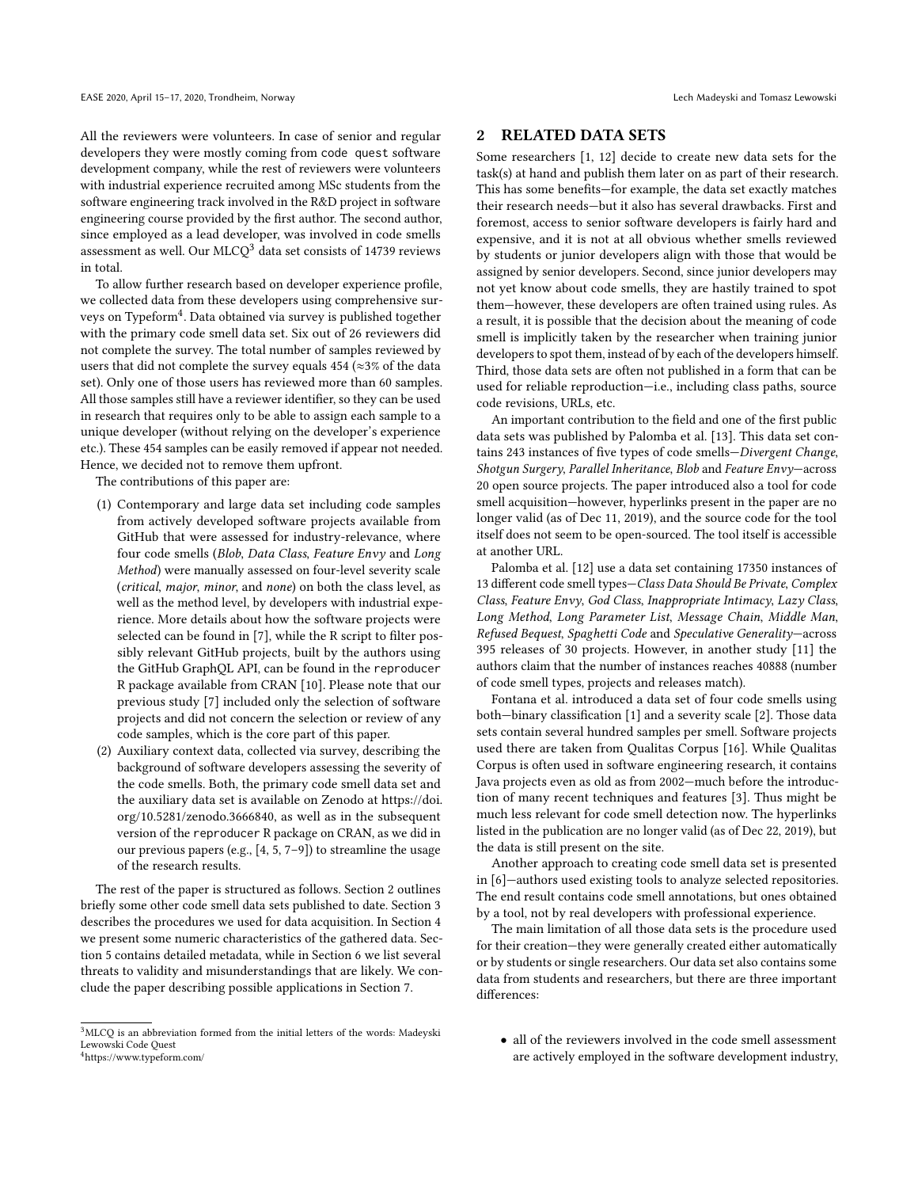All the reviewers were volunteers. In case of senior and regular developers they were mostly coming from `code quest` software development company, while the rest of reviewers were volunteers with industrial experience recruited among MSc students from the software engineering track involved in the R&D project in software engineering course provided by the first author. The second author, since employed as a lead developer, was involved in code smells assessment as well. Our MLCQ[3] data set consists of 14739 reviews in total.

To allow further research based on developer experience profile, we collected data from these developers using comprehensive surveys on Typeform[4]. Data obtained via survey is published together with the primary code smell data set. Six out of 26 reviewers did not complete the survey. The total number of samples reviewed by users that did not complete the survey equals 454 (≈3% of the data set). Only one of those users has reviewed more than 60 samples. All those samples still have a reviewer identifier, so they can be used in research that requires only to be able to assign each sample to a unique developer (without relying on the developer's experience etc.). These 454 samples can be easily removed if appear not needed. Hence, we decided not to remove them upfront.

The contributions of this paper are:

1. Contemporary and large data set including code samples from actively developed software projects available from GitHub that were assessed for industry-relevance, where four code smells (*Blob*, *Data Class*, *Feature Envy* and *Long Method*) were manually assessed on four-level severity scale (*critical*, *major*, *minor*, and *none*) on both the class level, as well as the method level, by developers with industrial experience. More details about how the software projects were selected can be found in [7], while the R script to filter possibly relevant GitHub projects, built by the authors using the GitHub GraphQL API, can be found in the `reproducer` R package available from CRAN [10]. Please note that our previous study [7] included only the selection of software projects and did not concern the selection or review of any code samples, which is the core part of this paper.
2. Auxiliary context data, collected via survey, describing the background of software developers assessing the severity of the code smells. Both, the primary code smell data set and the auxiliary data set is available on Zenodo at https://doi.org/10.5281/zenodo.3666840, as well as in the subsequent version of the `reproducer` R package on CRAN, as we did in our previous papers (e.g., [4, 5, 7–9]) to streamline the usage of the research results.

The rest of the paper is structured as follows. Section 2 outlines briefly some other code smell data sets published to date. Section 3 describes the procedures we used for data acquisition. In Section 4 we present some numeric characteristics of the gathered data. Section 5 contains detailed metadata, while in Section 6 we list several threats to validity and misunderstandings that are likely. We conclude the paper describing possible applications in Section 7.

## 2 RELATED DATA SETS

Some researchers [1, 12] decide to create new data sets for the task(s) at hand and publish them later on as part of their research. This has some benefits—for example, the data set exactly matches their research needs—but it also has several drawbacks. First and foremost, access to senior software developers is fairly hard and expensive, and it is not at all obvious whether smells reviewed by students or junior developers align with those that would be assigned by senior developers. Second, since junior developers may not yet know about code smells, they are hastily trained to spot them—however, these developers are often trained using rules. As a result, it is possible that the decision about the meaning of code smell is implicitly taken by the researcher when training junior developers to spot them, instead of by each of the developers himself. Third, those data sets are often not published in a form that can be used for reliable reproduction—i.e., including class paths, source code revisions, URLs, etc.

An important contribution to the field and one of the first public data sets was published by Palomba et al. [13]. This data set contains 243 instances of five types of code smells—*Divergent Change*, *Shotgun Surgery*, *Parallel Inheritance*, *Blob* and *Feature Envy*—across 20 open source projects. The paper introduced also a tool for code smell acquisition—however, hyperlinks present in the paper are no longer valid (as of Dec 11, 2019), and the source code for the tool itself does not seem to be open-sourced. The tool itself is accessible at another URL.

Palomba et al. [12] use a data set containing 17350 instances of 13 different code smell types—*Class Data Should Be Private*, *Complex Class*, *Feature Envy*, *God Class*, *Inappropriate Intimacy*, *Lazy Class*, *Long Method*, *Long Parameter List*, *Message Chain*, *Middle Man*, *Refused Bequest*, *Spaghetti Code* and *Speculative Generality*—across 395 releases of 30 projects. However, in another study [11] the authors claim that the number of instances reaches 40888 (number of code smell types, projects and releases match).

Fontana et al. introduced a data set of four code smells using both—binary classification [1] and a severity scale [2]. Those data sets contain several hundred samples per smell. Software projects used there are taken from Qualitas Corpus [16]. While Qualitas Corpus is often used in software engineering research, it contains Java projects even as old as from 2002—much before the introduction of many recent techniques and features [3]. Thus might be much less relevant for code smell detection now. The hyperlinks listed in the publication are no longer valid (as of Dec 22, 2019), but the data is still present on the site.

Another approach to creating code smell data set is presented in [6]—authors used existing tools to analyze selected repositories. The end result contains code smell annotations, but ones obtained by a tool, not by real developers with professional experience.

The main limitation of all those data sets is the procedure used for their creation—they were generally created either automatically or by students or single researchers. Our data set also contains some data from students and researchers, but there are three important differences:

- all of the reviewers involved in the code smell assessment are actively employed in the software development industry,

[3] MLCQ is an abbreviation formed from the initial letters of the words: Madeyski Lewowski Code Quest

[4] https://www.typeform.com/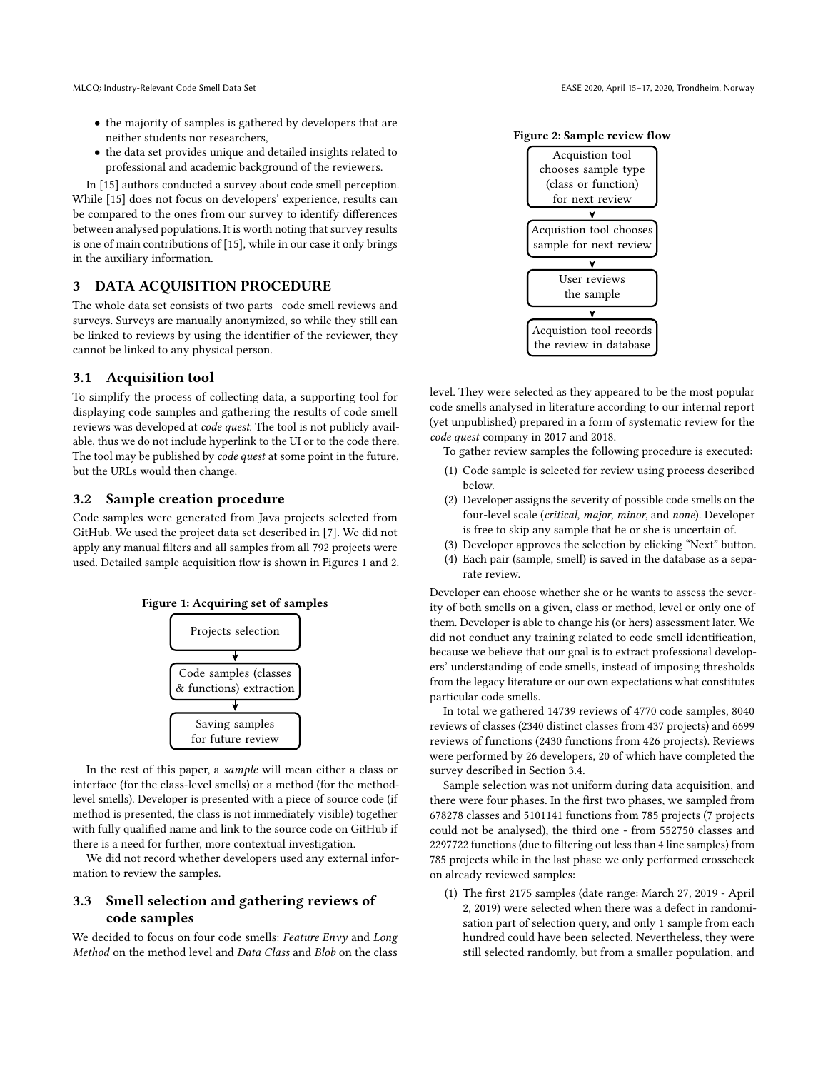- the majority of samples is gathered by developers that are neither students nor researchers,
- the data set provides unique and detailed insights related to professional and academic background of the reviewers.

In [15] authors conducted a survey about code smell perception. While [15] does not focus on developers' experience, results can be compared to the ones from our survey to identify differences between analysed populations. It is worth noting that survey results is one of main contributions of [15], while in our case it only brings in the auxiliary information.

## 3 DATA ACQUISITION PROCEDURE

The whole data set consists of two parts—code smell reviews and surveys. Surveys are manually anonymized, so while they still can be linked to reviews by using the identifier of the reviewer, they cannot be linked to any physical person.

### 3.1 Acquisition tool

To simplify the process of collecting data, a supporting tool for displaying code samples and gathering the results of code smell reviews was developed at *code quest*. The tool is not publicly available, thus we do not include hyperlink to the UI or to the code there. The tool may be published by *code quest* at some point in the future, but the URLs would then change.

### 3.2 Sample creation procedure

Code samples were generated from Java projects selected from GitHub. We used the project data set described in [7]. We did not apply any manual filters and all samples from all 792 projects were used. Detailed sample acquisition flow is shown in Figures 1 and 2.

**Figure 1: Acquiring set of samples**

Projects selection
↓
Code samples (classes & functions) extraction
↓
Saving samples for future review

In the rest of this paper, a *sample* will mean either a class or interface (for the class-level smells) or a method (for the method-level smells). Developer is presented with a piece of source code (if method is presented, the class is not immediately visible) together with fully qualified name and link to the source code on GitHub if there is a need for further, more contextual investigation.

We did not record whether developers used any external information to review the samples.

### 3.3 Smell selection and gathering reviews of code samples

We decided to focus on four code smells: *Feature Envy* and *Long Method* on the method level and *Data Class* and *Blob* on the class level. They were selected as they appeared to be the most popular code smells analysed in literature according to our internal report (yet unpublished) prepared in a form of systematic review for the *code quest* company in 2017 and 2018.

**Figure 2: Sample review flow**

Acquistion tool chooses sample type (class or function) for next review
↓
Acquistion tool chooses sample for next review
↓
User reviews the sample
↓
Acquistion tool records the review in database

To gather review samples the following procedure is executed:

1. Code sample is selected for review using process described below.
2. Developer assigns the severity of possible code smells on the four-level scale (*critical*, *major*, *minor*, and *none*). Developer is free to skip any sample that he or she is uncertain of.
3. Developer approves the selection by clicking "Next" button.
4. Each pair (sample, smell) is saved in the database as a separate review.

Developer can choose whether she or he wants to assess the severity of both smells on a given, class or method, level or only one of them. Developer is able to change his (or hers) assessment later. We did not conduct any training related to code smell identification, because we believe that our goal is to extract professional developers' understanding of code smells, instead of imposing thresholds from the legacy literature or our own expectations what constitutes particular code smells.

In total we gathered 14739 reviews of 4770 code samples, 8040 reviews of classes (2340 distinct classes from 437 projects) and 6699 reviews of functions (2430 functions from 426 projects). Reviews were performed by 26 developers, 20 of which have completed the survey described in Section 3.4.

Sample selection was not uniform during data acquisition, and there were four phases. In the first two phases, we sampled from 678278 classes and 5101141 functions from 785 projects (7 projects could not be analysed), the third one - from 552750 classes and 2297722 functions (due to filtering out less than 4 line samples) from 785 projects while in the last phase we only performed crosscheck on already reviewed samples:

1. The first 2175 samples (date range: March 27, 2019 - April 2, 2019) were selected when there was a defect in randomisation part of selection query, and only 1 sample from each hundred could have been selected. Nevertheless, they were still selected randomly, but from a smaller population, and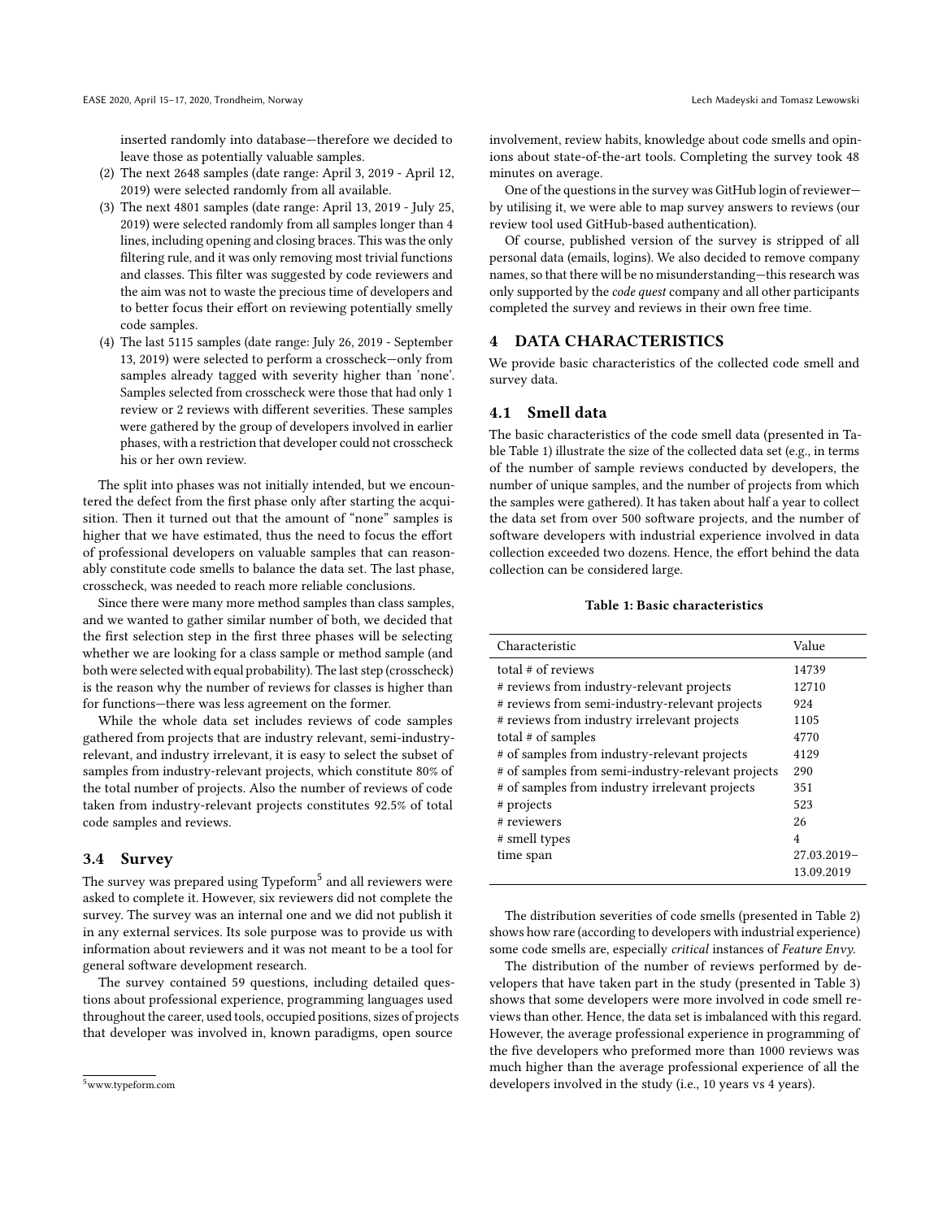inserted randomly into database—therefore we decided to leave those as potentially valuable samples.

(2) The next 2648 samples (date range: April 3, 2019 - April 12, 2019) were selected randomly from all available.
(3) The next 4801 samples (date range: April 13, 2019 - July 25, 2019) were selected randomly from all samples longer than 4 lines, including opening and closing braces. This was the only filtering rule, and it was only removing most trivial functions and classes. This filter was suggested by code reviewers and the aim was not to waste the precious time of developers and to better focus their effort on reviewing potentially smelly code samples.
(4) The last 5115 samples (date range: July 26, 2019 - September 13, 2019) were selected to perform a crosscheck—only from samples already tagged with severity higher than 'none'. Samples selected from crosscheck were those that had only 1 review or 2 reviews with different severities. These samples were gathered by the group of developers involved in earlier phases, with a restriction that developer could not crosscheck his or her own review.

The split into phases was not initially intended, but we encountered the defect from the first phase only after starting the acquisition. Then it turned out that the amount of "none" samples is higher that we have estimated, thus the need to focus the effort of professional developers on valuable samples that can reasonably constitute code smells to balance the data set. The last phase, crosscheck, was needed to reach more reliable conclusions.

Since there were many more method samples than class samples, and we wanted to gather similar number of both, we decided that the first selection step in the first three phases will be selecting whether we are looking for a class sample or method sample (and both were selected with equal probability). The last step (crosscheck) is the reason why the number of reviews for classes is higher than for functions—there was less agreement on the former.

While the whole data set includes reviews of code samples gathered from projects that are industry relevant, semi-industry-relevant, and industry irrelevant, it is easy to select the subset of samples from industry-relevant projects, which constitute 80% of the total number of projects. Also the number of reviews of code taken from industry-relevant projects constitutes 92.5% of total code samples and reviews.

### 3.4 Survey

The survey was prepared using Typeform[5] and all reviewers were asked to complete it. However, six reviewers did not complete the survey. The survey was an internal one and we did not publish it in any external services. Its sole purpose was to provide us with information about reviewers and it was not meant to be a tool for general software development research.

The survey contained 59 questions, including detailed questions about professional experience, programming languages used throughout the career, used tools, occupied positions, sizes of projects that developer was involved in, known paradigms, open source involvement, review habits, knowledge about code smells and opinions about state-of-the-art tools. Completing the survey took 48 minutes on average.

One of the questions in the survey was GitHub login of reviewer—by utilising it, we were able to map survey answers to reviews (our review tool used GitHub-based authentication).

Of course, published version of the survey is stripped of all personal data (emails, logins). We also decided to remove company names, so that there will be no misunderstanding—this research was only supported by the *code quest* company and all other participants completed the survey and reviews in their own free time.

[5] www.typeform.com

## 4 DATA CHARACTERISTICS

We provide basic characteristics of the collected code smell and survey data.

### 4.1 Smell data

The basic characteristics of the code smell data (presented in Table Table 1) illustrate the size of the collected data set (e.g., in terms of the number of sample reviews conducted by developers, the number of unique samples, and the number of projects from which the samples were gathered). It has taken about half a year to collect the data set from over 500 software projects, and the number of software developers with industrial experience involved in data collection exceeded two dozens. Hence, the effort behind the data collection can be considered large.

**Table 1: Basic characteristics**

| Characteristic | Value |
|---|---|
| total # of reviews | 14739 |
| # reviews from industry-relevant projects | 12710 |
| # reviews from semi-industry-relevant projects | 924 |
| # reviews from industry irrelevant projects | 1105 |
| total # of samples | 4770 |
| # of samples from industry-relevant projects | 4129 |
| # of samples from semi-industry-relevant projects | 290 |
| # of samples from industry irrelevant projects | 351 |
| # projects | 523 |
| # reviewers | 26 |
| # smell types | 4 |
| time span | 27.03.2019–13.09.2019 |

The distribution severities of code smells (presented in Table 2) shows how rare (according to developers with industrial experience) some code smells are, especially *critical* instances of *Feature Envy*.

The distribution of the number of reviews performed by developers that have taken part in the study (presented in Table 3) shows that some developers were more involved in code smell reviews than other. Hence, the data set is imbalanced with this regard. However, the average professional experience in programming of the five developers who preformed more than 1000 reviews was much higher than the average professional experience of all the developers involved in the study (i.e., 10 years vs 4 years).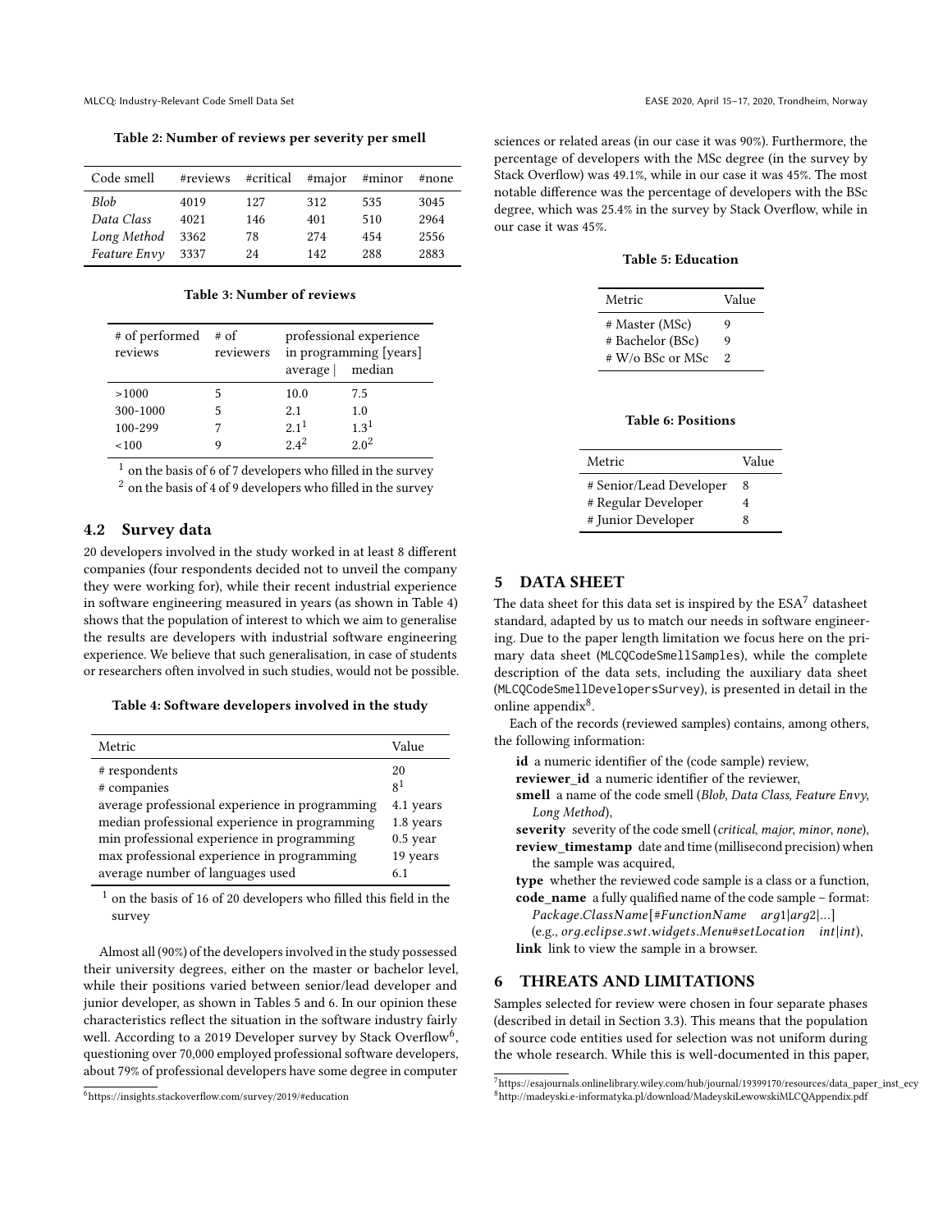**Table 2: Number of reviews per severity per smell**

| Code smell | #reviews | #critical | #major | #minor | #none |
|---|---|---|---|---|---|
| *Blob* | 4019 | 127 | 312 | 535 | 3045 |
| *Data Class* | 4021 | 146 | 401 | 510 | 2964 |
| *Long Method* | 3362 | 78 | 274 | 454 | 2556 |
| *Feature Envy* | 3337 | 24 | 142 | 288 | 2883 |

**Table 3: Number of reviews**

| # of performed reviews | # of reviewers | professional experience in programming [years] | |
|---|---|---|---|
| | | average | median |
| >1000 | 5 | 10.0 | 7.5 |
| 300-1000 | 5 | 2.1 | 1.0 |
| 100-299 | 7 | 2.1[1] | 1.3[1] |
| <100 | 9 | 2.4[2] | 2.0[2] |

[1] on the basis of 6 of 7 developers who filled in the survey
[2] on the basis of 4 of 9 developers who filled in the survey

## 4.2 Survey data

20 developers involved in the study worked in at least 8 different companies (four respondents decided not to unveil the company they were working for), while their recent industrial experience in software engineering measured in years (as shown in Table 4) shows that the population of interest to which we aim to generalise the results are developers with industrial software engineering experience. We believe that such generalisation, in case of students or researchers often involved in such studies, would not be possible.

**Table 4: Software developers involved in the study**

| Metric | Value |
|---|---|
| # respondents | 20 |
| # companies | 8[1] |
| average professional experience in programming | 4.1 years |
| median professional experience in programming | 1.8 years |
| min professional experience in programming | 0.5 year |
| max professional experience in programming | 19 years |
| average number of languages used | 6.1 |

[1] on the basis of 16 of 20 developers who filled this field in the survey

Almost all (90%) of the developers involved in the study possessed their university degrees, either on the master or bachelor level, while their positions varied between senior/lead developer and junior developer, as shown in Tables 5 and 6. In our opinion these characteristics reflect the situation in the software industry fairly well. According to a 2019 Developer survey by Stack Overflow[6], questioning over 70,000 employed professional software developers, about 79% of professional developers have some degree in computer sciences or related areas (in our case it was 90%). Furthermore, the percentage of developers with the MSc degree (in the survey by Stack Overflow) was 49.1%, while in our case it was 45%. The most notable difference was the percentage of developers with the BSc degree, which was 25.4% in the survey by Stack Overflow, while in our case it was 45%.

[6] https://insights.stackoverflow.com/survey/2019/#education

**Table 5: Education**

| Metric | Value |
|---|---|
| # Master (MSc) | 9 |
| # Bachelor (BSc) | 9 |
| # W/o BSc or MSc | 2 |

**Table 6: Positions**

| Metric | Value |
|---|---|
| # Senior/Lead Developer | 8 |
| # Regular Developer | 4 |
| # Junior Developer | 8 |

# 5 DATA SHEET

The data sheet for this data set is inspired by the ESA[7] datasheet standard, adapted by us to match our needs in software engineering. Due to the paper length limitation we focus here on the primary data sheet (`MLCQCodeSmellSamples`), while the complete description of the data sets, including the auxiliary data sheet (`MLCQCodeSmellDevelopersSurvey`), is presented in detail in the online appendix[8].

Each of the records (reviewed samples) contains, among others, the following information:

**id** a numeric identifier of the (code sample) review,
**reviewer_id** a numeric identifier of the reviewer,
**smell** a name of the code smell (*Blob*, *Data Class*, *Feature Envy*, *Long Method*),
**severity** severity of the code smell (*critical*, *major*, *minor*, *none*),
**review_timestamp** date and time (millisecond precision) when the sample was acquired,
**type** whether the reviewed code sample is a class or a function,
**code_name** a fully qualified name of the code sample – format: *Package.ClassName[#FunctionName arg1|arg2|...]* (e.g., *org.eclipse.swt.widgets.Menu#setLocation int|int*),
**link** link to view the sample in a browser.

# 6 THREATS AND LIMITATIONS

Samples selected for review were chosen in four separate phases (described in detail in Section 3.3). This means that the population of source code entities used for selection was not uniform during the whole research. While this is well-documented in this paper,

[7] https://esajournals.onlinelibrary.wiley.com/hub/journal/19399170/resources/data_paper_inst_ecy
[8] http://madeyski.e-informatyka.pl/download/MadeyskiLewowskiMLCQAppendix.pdf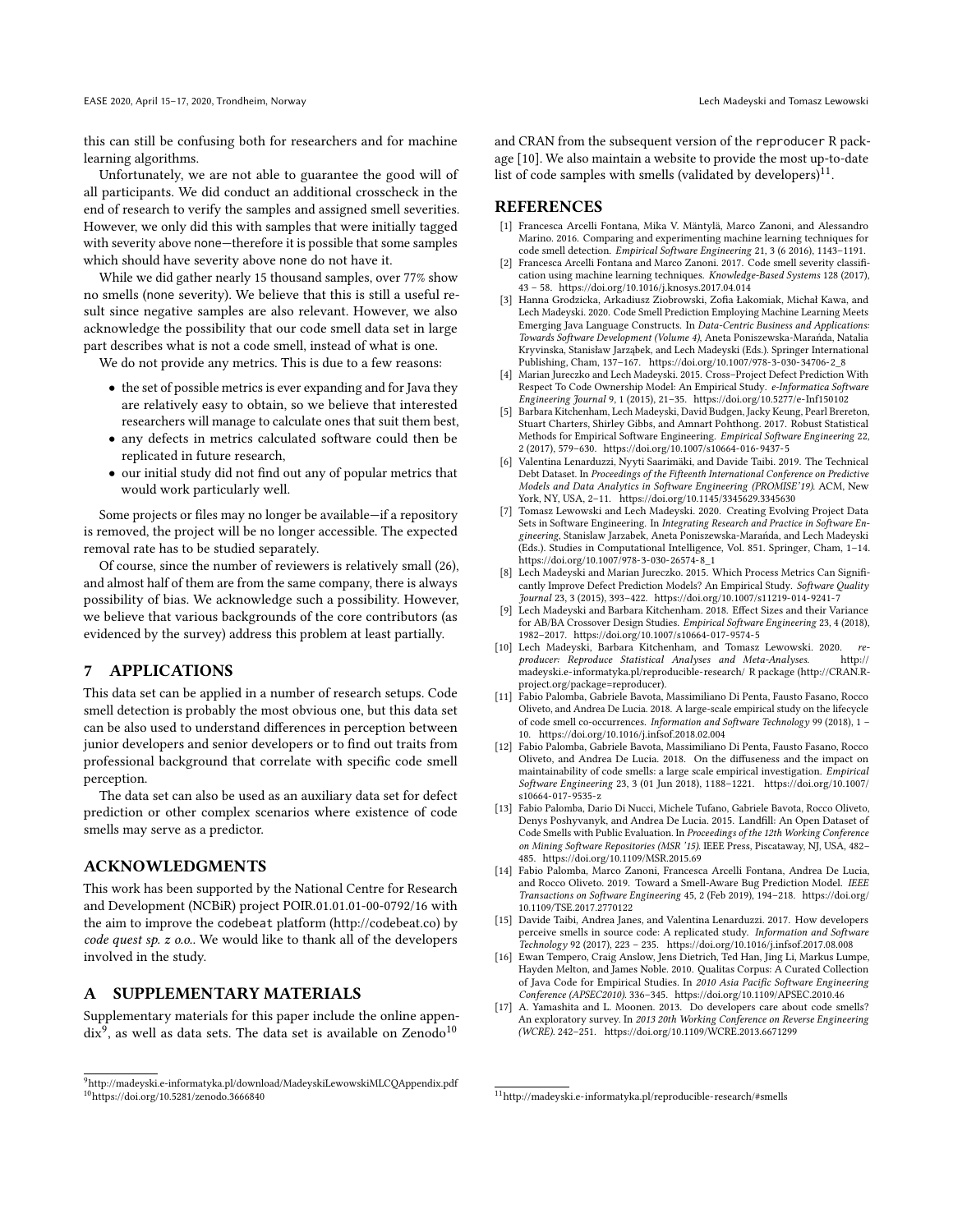this can still be confusing both for researchers and for machine learning algorithms.

Unfortunately, we are not able to guarantee the good will of all participants. We did conduct an additional crosscheck in the end of research to verify the samples and assigned smell severities. However, we only did this with samples that were initially tagged with severity above none—therefore it is possible that some samples which should have severity above none do not have it.

While we did gather nearly 15 thousand samples, over 77% show no smells (none severity). We believe that this is still a useful result since negative samples are also relevant. However, we also acknowledge the possibility that our code smell data set in large part describes what is not a code smell, instead of what is one.

We do not provide any metrics. This is due to a few reasons:

- the set of possible metrics is ever expanding and for Java they are relatively easy to obtain, so we believe that interested researchers will manage to calculate ones that suit them best,
- any defects in metrics calculated software could then be replicated in future research,
- our initial study did not find out any of popular metrics that would work particularly well.

Some projects or files may no longer be available—if a repository is removed, the project will be no longer accessible. The expected removal rate has to be studied separately.

Of course, since the number of reviewers is relatively small (26), and almost half of them are from the same company, there is always possibility of bias. We acknowledge such a possibility. However, we believe that various backgrounds of the core contributors (as evidenced by the survey) address this problem at least partially.

## 7 APPLICATIONS

This data set can be applied in a number of research setups. Code smell detection is probably the most obvious one, but this data set can be also used to understand differences in perception between junior developers and senior developers or to find out traits from professional background that correlate with specific code smell perception.

The data set can also be used as an auxiliary data set for defect prediction or other complex scenarios where existence of code smells may serve as a predictor.

## ACKNOWLEDGMENTS

This work has been supported by the National Centre for Research and Development (NCBiR) project POIR.01.01.01-00-0792/16 with the aim to improve the codebeat platform (http://codebeat.co) by *code quest sp. z o.o.*. We would like to thank all of the developers involved in the study.

## A SUPPLEMENTARY MATERIALS

Supplementary materials for this paper include the online appendix[9], as well as data sets. The data set is available on Zenodo[10] and CRAN from the subsequent version of the reproducer R package [10]. We also maintain a website to provide the most up-to-date list of code samples with smells (validated by developers)[11].

[9] http://madeyski.e-informatyka.pl/download/MadeyskiLewowskiMLCQAppendix.pdf

[10] https://doi.org/10.5281/zenodo.3666840

[11] http://madeyski.e-informatyka.pl/reproducible-research/#smells

## REFERENCES

[1] Francesca Arcelli Fontana, Mika V. Mäntylä, Marco Zanoni, and Alessandro Marino. 2016. Comparing and experimenting machine learning techniques for code smell detection. *Empirical Software Engineering* 21, 3 (6 2016), 1143–1191.

[2] Francesca Arcelli Fontana and Marco Zanoni. 2017. Code smell severity classification using machine learning techniques. *Knowledge-Based Systems* 128 (2017), 43 – 58. https://doi.org/10.1016/j.knosys.2017.04.014

[3] Hanna Grodzicka, Arkadiusz Ziobrowski, Zofia Łakomiak, Michał Kawa, and Lech Madeyski. 2020. Code Smell Prediction Employing Machine Learning Meets Emerging Java Language Constructs. In *Data-Centric Business and Applications: Towards Software Development (Volume 4)*, Aneta Poniszewska-Marańda, Natalia Kryvinska, Stanisław Jarząbek, and Lech Madeyski (Eds.). Springer International Publishing, Cham, 137–167. https://doi.org/10.1007/978-3-030-34706-2_8

[4] Marian Jureczko and Lech Madeyski. 2015. Cross–Project Defect Prediction With Respect To Code Ownership Model: An Empirical Study. *e-Informatica Software Engineering Journal* 9, 1 (2015), 21–35. https://doi.org/10.5277/e-Inf150102

[5] Barbara Kitchenham, Lech Madeyski, David Budgen, Jacky Keung, Pearl Brereton, Stuart Charters, Shirley Gibbs, and Amnart Pohthong. 2017. Robust Statistical Methods for Empirical Software Engineering. *Empirical Software Engineering* 22, 2 (2017), 579–630. https://doi.org/10.1007/s10664-016-9437-5

[6] Valentina Lenarduzzi, Nyyti Saarimäki, and Davide Taibi. 2019. The Technical Debt Dataset. In *Proceedings of the Fifteenth International Conference on Predictive Models and Data Analytics in Software Engineering (PROMISE'19)*. ACM, New York, NY, USA, 2–11. https://doi.org/10.1145/3345629.3345630

[7] Tomasz Lewowski and Lech Madeyski. 2020. Creating Evolving Project Data Sets in Software Engineering. In *Integrating Research and Practice in Software Engineering*, Stanisław Jarzabek, Aneta Poniszewska-Marańda, and Lech Madeyski (Eds.). Studies in Computational Intelligence, Vol. 851. Springer, Cham, 1–14. https://doi.org/10.1007/978-3-030-26574-8_1

[8] Lech Madeyski and Marian Jureczko. 2015. Which Process Metrics Can Significantly Improve Defect Prediction Models? An Empirical Study. *Software Quality Journal* 23, 3 (2015), 393–422. https://doi.org/10.1007/s11219-014-9241-7

[9] Lech Madeyski and Barbara Kitchenham. 2018. Effect Sizes and their Variance for AB/BA Crossover Design Studies. *Empirical Software Engineering* 23, 4 (2018), 1982–2017. https://doi.org/10.1007/s10664-017-9574-5

[10] Lech Madeyski, Barbara Kitchenham, and Tomasz Lewowski. 2020. *reproducer: Reproduce Statistical Analyses and Meta-Analyses*. http://madeyski.e-informatyka.pl/reproducible-research/ R package (http://CRAN.R-project.org/package=reproducer).

[11] Fabio Palomba, Gabriele Bavota, Massimiliano Di Penta, Fausto Fasano, Rocco Oliveto, and Andrea De Lucia. 2018. A large-scale empirical study on the lifecycle of code smell co-occurrences. *Information and Software Technology* 99 (2018), 1 – 10. https://doi.org/10.1016/j.infsof.2018.02.004

[12] Fabio Palomba, Gabriele Bavota, Massimiliano Di Penta, Fausto Fasano, Rocco Oliveto, and Andrea De Lucia. 2018. On the diffuseness and the impact on maintainability of code smells: a large scale empirical investigation. *Empirical Software Engineering* 23, 3 (01 Jun 2018), 1188–1221. https://doi.org/10.1007/s10664-017-9535-z

[13] Fabio Palomba, Dario Di Nucci, Michele Tufano, Gabriele Bavota, Rocco Oliveto, Denys Poshyvanyk, and Andrea De Lucia. 2015. Landfill: An Open Dataset of Code Smells with Public Evaluation. In *Proceedings of the 12th Working Conference on Mining Software Repositories (MSR '15)*. IEEE Press, Piscataway, NJ, USA, 482–485. https://doi.org/10.1109/MSR.2015.69

[14] Fabio Palomba, Marco Zanoni, Francesca Arcelli Fontana, Andrea De Lucia, and Rocco Oliveto. 2019. Toward a Smell-Aware Bug Prediction Model. *IEEE Transactions on Software Engineering* 45, 2 (Feb 2019), 194–218. https://doi.org/10.1109/TSE.2017.2770122

[15] Davide Taibi, Andrea Janes, and Valentina Lenarduzzi. 2017. How developers perceive smells in source code: A replicated study. *Information and Software Technology* 92 (2017), 223 – 235. https://doi.org/10.1016/j.infsof.2017.08.008

[16] Ewan Tempero, Craig Anslow, Jens Dietrich, Ted Han, Jing Li, Markus Lumpe, Hayden Melton, and James Noble. 2010. Qualitas Corpus: A Curated Collection of Java Code for Empirical Studies. In *2010 Asia Pacific Software Engineering Conference (APSEC2010)*. 336–345. https://doi.org/10.1109/APSEC.2010.46

[17] A. Yamashita and L. Moonen. 2013. Do developers care about code smells? An exploratory survey. In *2013 20th Working Conference on Reverse Engineering (WCRE)*. 242–251. https://doi.org/10.1109/WCRE.2013.6671299